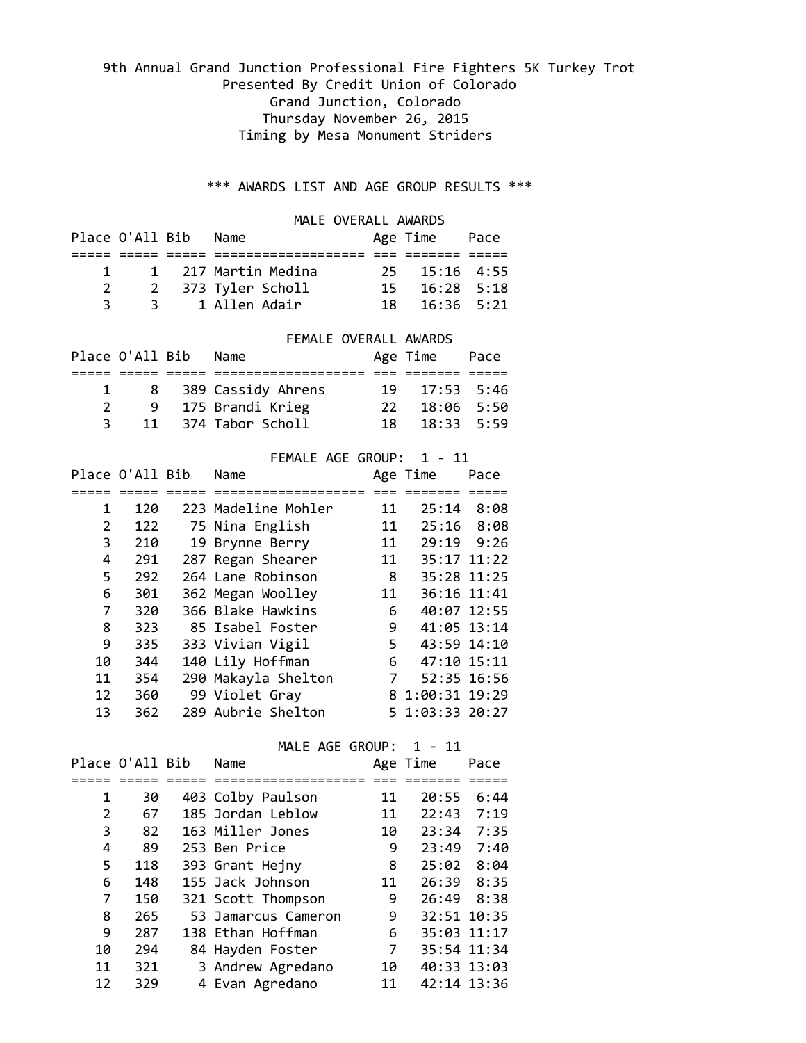9th Annual Grand Junction Professional Fire Fighters 5K Turkey Trot

Presented By Credit Union of Colorado

Grand Junction, Colorado

Thursday November 26, 2015

Timing by Mesa Monument Striders

### *** AWARDS LIST AND AGE GROUP RESULTS ***

#### MALE OVERALL AWARDS

| Place | O'All | Bib | Name | Age | Time | Pace |
|---|---|---|---|---|---|---|
| 1 | 1 | 217 | Martin Medina | 25 | 15:16 | 4:55 |
| 2 | 2 | 373 | Tyler Scholl | 15 | 16:28 | 5:18 |
| 3 | 3 | 1 | Allen Adair | 18 | 16:36 | 5:21 |

#### FEMALE OVERALL AWARDS

| Place | O'All | Bib | Name | Age | Time | Pace |
|---|---|---|---|---|---|---|
| 1 | 8 | 389 | Cassidy Ahrens | 19 | 17:53 | 5:46 |
| 2 | 9 | 175 | Brandi Krieg | 22 | 18:06 | 5:50 |
| 3 | 11 | 374 | Tabor Scholl | 18 | 18:33 | 5:59 |

#### FEMALE AGE GROUP: 1 - 11

| Place | O'All | Bib | Name | Age | Time | Pace |
|---|---|---|---|---|---|---|
| 1 | 120 | 223 | Madeline Mohler | 11 | 25:14 | 8:08 |
| 2 | 122 | 75 | Nina English | 11 | 25:16 | 8:08 |
| 3 | 210 | 19 | Brynne Berry | 11 | 29:19 | 9:26 |
| 4 | 291 | 287 | Regan Shearer | 11 | 35:17 | 11:22 |
| 5 | 292 | 264 | Lane Robinson | 8 | 35:28 | 11:25 |
| 6 | 301 | 362 | Megan Woolley | 11 | 36:16 | 11:41 |
| 7 | 320 | 366 | Blake Hawkins | 6 | 40:07 | 12:55 |
| 8 | 323 | 85 | Isabel Foster | 9 | 41:05 | 13:14 |
| 9 | 335 | 333 | Vivian Vigil | 5 | 43:59 | 14:10 |
| 10 | 344 | 140 | Lily Hoffman | 6 | 47:10 | 15:11 |
| 11 | 354 | 290 | Makayla Shelton | 7 | 52:35 | 16:56 |
| 12 | 360 | 99 | Violet Gray | 8 | 1:00:31 | 19:29 |
| 13 | 362 | 289 | Aubrie Shelton | 5 | 1:03:33 | 20:27 |

#### MALE AGE GROUP: 1 - 11

| Place | O'All | Bib | Name | Age | Time | Pace |
|---|---|---|---|---|---|---|
| 1 | 30 | 403 | Colby Paulson | 11 | 20:55 | 6:44 |
| 2 | 67 | 185 | Jordan Leblow | 11 | 22:43 | 7:19 |
| 3 | 82 | 163 | Miller Jones | 10 | 23:34 | 7:35 |
| 4 | 89 | 253 | Ben Price | 9 | 23:49 | 7:40 |
| 5 | 118 | 393 | Grant Hejny | 8 | 25:02 | 8:04 |
| 6 | 148 | 155 | Jack Johnson | 11 | 26:39 | 8:35 |
| 7 | 150 | 321 | Scott Thompson | 9 | 26:49 | 8:38 |
| 8 | 265 | 53 | Jamarcus Cameron | 9 | 32:51 | 10:35 |
| 9 | 287 | 138 | Ethan Hoffman | 6 | 35:03 | 11:17 |
| 10 | 294 | 84 | Hayden Foster | 7 | 35:54 | 11:34 |
| 11 | 321 | 3 | Andrew Agredano | 10 | 40:33 | 13:03 |
| 12 | 329 | 4 | Evan Agredano | 11 | 42:14 | 13:36 |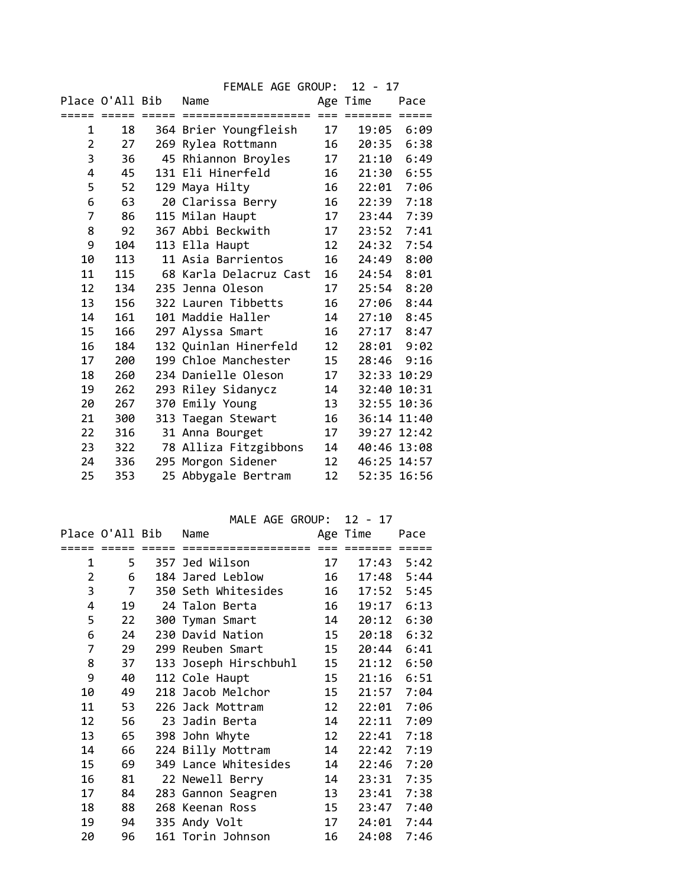## FEMALE AGE GROUP: 12 - 17

| Place | O'All | Bib | Name | Age | Time | Pace |
|---|---|---|---|---|---|---|
| 1 | 18 | 364 | Brier Youngfleish | 17 | 19:05 | 6:09 |
| 2 | 27 | 269 | Rylea Rottmann | 16 | 20:35 | 6:38 |
| 3 | 36 | 45 | Rhiannon Broyles | 17 | 21:10 | 6:49 |
| 4 | 45 | 131 | Eli Hinerfeld | 16 | 21:30 | 6:55 |
| 5 | 52 | 129 | Maya Hilty | 16 | 22:01 | 7:06 |
| 6 | 63 | 20 | Clarissa Berry | 16 | 22:39 | 7:18 |
| 7 | 86 | 115 | Milan Haupt | 17 | 23:44 | 7:39 |
| 8 | 92 | 367 | Abbi Beckwith | 17 | 23:52 | 7:41 |
| 9 | 104 | 113 | Ella Haupt | 12 | 24:32 | 7:54 |
| 10 | 113 | 11 | Asia Barrientos | 16 | 24:49 | 8:00 |
| 11 | 115 | 68 | Karla Delacruz Cast | 16 | 24:54 | 8:01 |
| 12 | 134 | 235 | Jenna Oleson | 17 | 25:54 | 8:20 |
| 13 | 156 | 322 | Lauren Tibbetts | 16 | 27:06 | 8:44 |
| 14 | 161 | 101 | Maddie Haller | 14 | 27:10 | 8:45 |
| 15 | 166 | 297 | Alyssa Smart | 16 | 27:17 | 8:47 |
| 16 | 184 | 132 | Quinlan Hinerfeld | 12 | 28:01 | 9:02 |
| 17 | 200 | 199 | Chloe Manchester | 15 | 28:46 | 9:16 |
| 18 | 260 | 234 | Danielle Oleson | 17 | 32:33 | 10:29 |
| 19 | 262 | 293 | Riley Sidanycz | 14 | 32:40 | 10:31 |
| 20 | 267 | 370 | Emily Young | 13 | 32:55 | 10:36 |
| 21 | 300 | 313 | Taegan Stewart | 16 | 36:14 | 11:40 |
| 22 | 316 | 31 | Anna Bourget | 17 | 39:27 | 12:42 |
| 23 | 322 | 78 | Alliza Fitzgibbons | 14 | 40:46 | 13:08 |
| 24 | 336 | 295 | Morgon Sidener | 12 | 46:25 | 14:57 |
| 25 | 353 | 25 | Abbygale Bertram | 12 | 52:35 | 16:56 |

## MALE AGE GROUP: 12 - 17

| Place | O'All | Bib | Name | Age | Time | Pace |
|---|---|---|---|---|---|---|
| 1 | 5 | 357 | Jed Wilson | 17 | 17:43 | 5:42 |
| 2 | 6 | 184 | Jared Leblow | 16 | 17:48 | 5:44 |
| 3 | 7 | 350 | Seth Whitesides | 16 | 17:52 | 5:45 |
| 4 | 19 | 24 | Talon Berta | 16 | 19:17 | 6:13 |
| 5 | 22 | 300 | Tyman Smart | 14 | 20:12 | 6:30 |
| 6 | 24 | 230 | David Nation | 15 | 20:18 | 6:32 |
| 7 | 29 | 299 | Reuben Smart | 15 | 20:44 | 6:41 |
| 8 | 37 | 133 | Joseph Hirschbuhl | 15 | 21:12 | 6:50 |
| 9 | 40 | 112 | Cole Haupt | 15 | 21:16 | 6:51 |
| 10 | 49 | 218 | Jacob Melchor | 15 | 21:57 | 7:04 |
| 11 | 53 | 226 | Jack Mottram | 12 | 22:01 | 7:06 |
| 12 | 56 | 23 | Jadin Berta | 14 | 22:11 | 7:09 |
| 13 | 65 | 398 | John Whyte | 12 | 22:41 | 7:18 |
| 14 | 66 | 224 | Billy Mottram | 14 | 22:42 | 7:19 |
| 15 | 69 | 349 | Lance Whitesides | 14 | 22:46 | 7:20 |
| 16 | 81 | 22 | Newell Berry | 14 | 23:31 | 7:35 |
| 17 | 84 | 283 | Gannon Seagren | 13 | 23:41 | 7:38 |
| 18 | 88 | 268 | Keenan Ross | 15 | 23:47 | 7:40 |
| 19 | 94 | 335 | Andy Volt | 17 | 24:01 | 7:44 |
| 20 | 96 | 161 | Torin Johnson | 16 | 24:08 | 7:46 |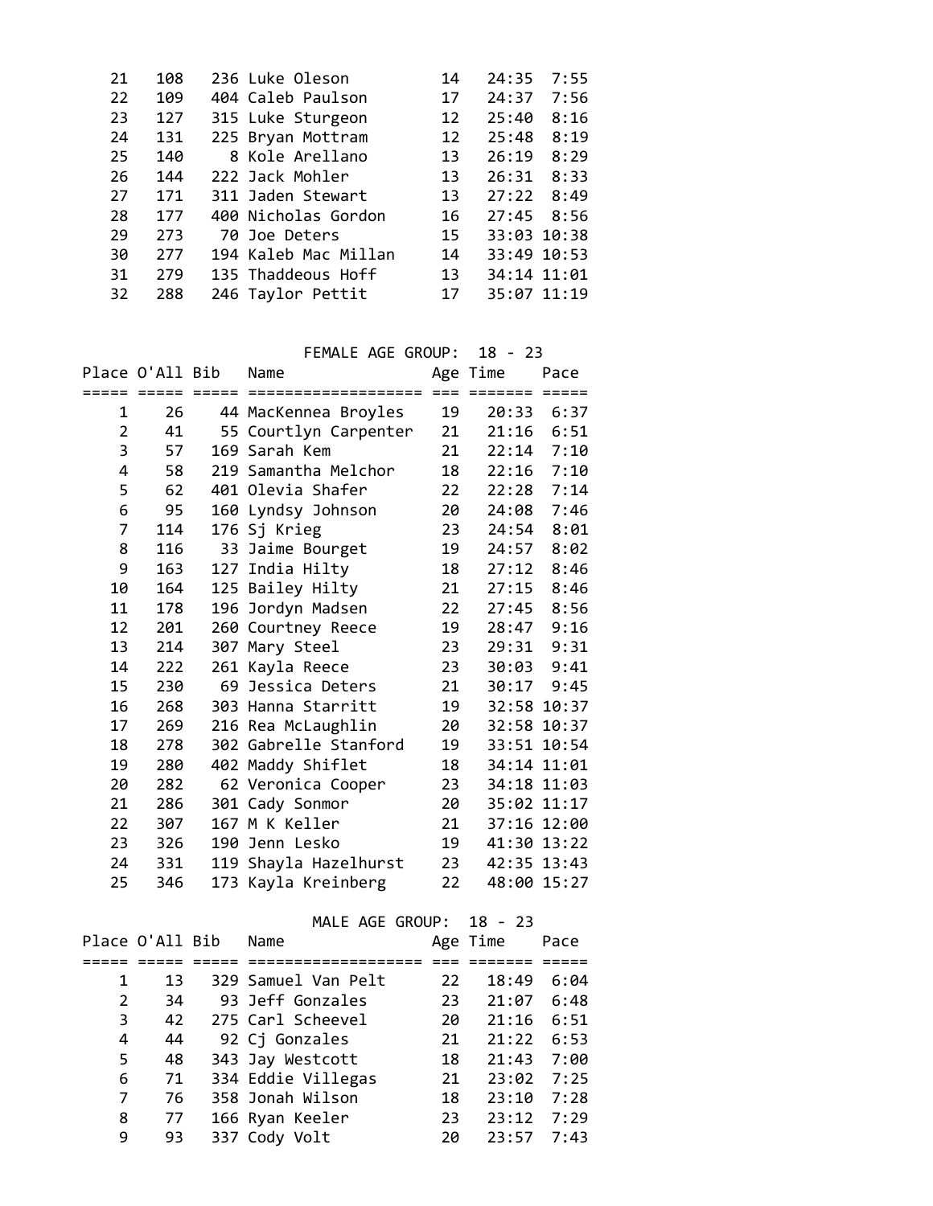| Place | O'All | Bib | Name | Age | Time | Pace |
|---|---|---|---|---|---|---|
| 21 | 108 | 236 | Luke Oleson | 14 | 24:35 | 7:55 |
| 22 | 109 | 404 | Caleb Paulson | 17 | 24:37 | 7:56 |
| 23 | 127 | 315 | Luke Sturgeon | 12 | 25:40 | 8:16 |
| 24 | 131 | 225 | Bryan Mottram | 12 | 25:48 | 8:19 |
| 25 | 140 | 8 | Kole Arellano | 13 | 26:19 | 8:29 |
| 26 | 144 | 222 | Jack Mohler | 13 | 26:31 | 8:33 |
| 27 | 171 | 311 | Jaden Stewart | 13 | 27:22 | 8:49 |
| 28 | 177 | 400 | Nicholas Gordon | 16 | 27:45 | 8:56 |
| 29 | 273 | 70 | Joe Deters | 15 | 33:03 | 10:38 |
| 30 | 277 | 194 | Kaleb Mac Millan | 14 | 33:49 | 10:53 |
| 31 | 279 | 135 | Thaddeous Hoff | 13 | 34:14 | 11:01 |
| 32 | 288 | 246 | Taylor Pettit | 17 | 35:07 | 11:19 |

## FEMALE AGE GROUP: 18 - 23

| Place | O'All | Bib | Name | Age | Time | Pace |
|---|---|---|---|---|---|---|
| 1 | 26 | 44 | MacKennea Broyles | 19 | 20:33 | 6:37 |
| 2 | 41 | 55 | Courtlyn Carpenter | 21 | 21:16 | 6:51 |
| 3 | 57 | 169 | Sarah Kem | 21 | 22:14 | 7:10 |
| 4 | 58 | 219 | Samantha Melchor | 18 | 22:16 | 7:10 |
| 5 | 62 | 401 | Olevia Shafer | 22 | 22:28 | 7:14 |
| 6 | 95 | 160 | Lyndsy Johnson | 20 | 24:08 | 7:46 |
| 7 | 114 | 176 | Sj Krieg | 23 | 24:54 | 8:01 |
| 8 | 116 | 33 | Jaime Bourget | 19 | 24:57 | 8:02 |
| 9 | 163 | 127 | India Hilty | 18 | 27:12 | 8:46 |
| 10 | 164 | 125 | Bailey Hilty | 21 | 27:15 | 8:46 |
| 11 | 178 | 196 | Jordyn Madsen | 22 | 27:45 | 8:56 |
| 12 | 201 | 260 | Courtney Reece | 19 | 28:47 | 9:16 |
| 13 | 214 | 307 | Mary Steel | 23 | 29:31 | 9:31 |
| 14 | 222 | 261 | Kayla Reece | 23 | 30:03 | 9:41 |
| 15 | 230 | 69 | Jessica Deters | 21 | 30:17 | 9:45 |
| 16 | 268 | 303 | Hanna Starritt | 19 | 32:58 | 10:37 |
| 17 | 269 | 216 | Rea McLaughlin | 20 | 32:58 | 10:37 |
| 18 | 278 | 302 | Gabrelle Stanford | 19 | 33:51 | 10:54 |
| 19 | 280 | 402 | Maddy Shiflet | 18 | 34:14 | 11:01 |
| 20 | 282 | 62 | Veronica Cooper | 23 | 34:18 | 11:03 |
| 21 | 286 | 301 | Cady Sonmor | 20 | 35:02 | 11:17 |
| 22 | 307 | 167 | M K Keller | 21 | 37:16 | 12:00 |
| 23 | 326 | 190 | Jenn Lesko | 19 | 41:30 | 13:22 |
| 24 | 331 | 119 | Shayla Hazelhurst | 23 | 42:35 | 13:43 |
| 25 | 346 | 173 | Kayla Kreinberg | 22 | 48:00 | 15:27 |

## MALE AGE GROUP: 18 - 23

| Place | O'All | Bib | Name | Age | Time | Pace |
|---|---|---|---|---|---|---|
| 1 | 13 | 329 | Samuel Van Pelt | 22 | 18:49 | 6:04 |
| 2 | 34 | 93 | Jeff Gonzales | 23 | 21:07 | 6:48 |
| 3 | 42 | 275 | Carl Scheevel | 20 | 21:16 | 6:51 |
| 4 | 44 | 92 | Cj Gonzales | 21 | 21:22 | 6:53 |
| 5 | 48 | 343 | Jay Westcott | 18 | 21:43 | 7:00 |
| 6 | 71 | 334 | Eddie Villegas | 21 | 23:02 | 7:25 |
| 7 | 76 | 358 | Jonah Wilson | 18 | 23:10 | 7:28 |
| 8 | 77 | 166 | Ryan Keeler | 23 | 23:12 | 7:29 |
| 9 | 93 | 337 | Cody Volt | 20 | 23:57 | 7:43 |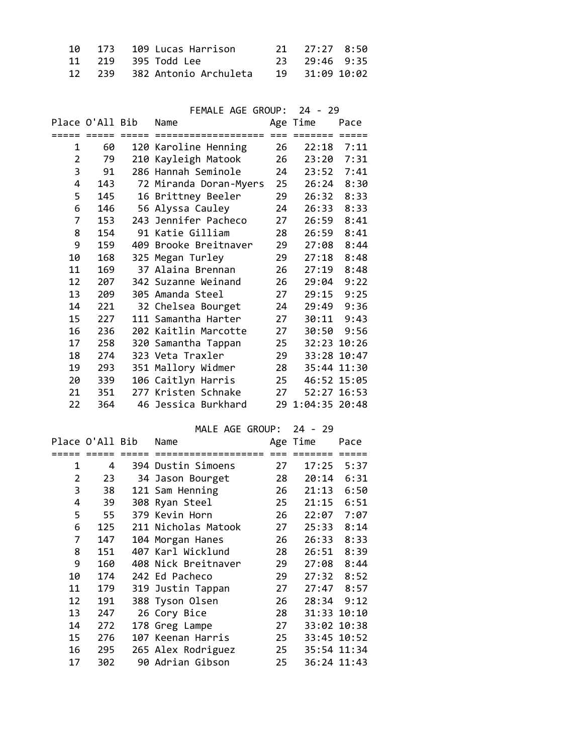| Place | O'All | Bib | Name | Age | Time | Pace |
|---|---|---|---|---|---|---|
| 10 | 173 | 109 | Lucas Harrison | 21 | 27:27 | 8:50 |
| 11 | 219 | 395 | Todd Lee | 23 | 29:46 | 9:35 |
| 12 | 239 | 382 | Antonio Archuleta | 19 | 31:09 | 10:02 |

### FEMALE AGE GROUP: 24 - 29

| Place | O'All | Bib | Name | Age | Time | Pace |
|---|---|---|---|---|---|---|
| 1 | 60 | 120 | Karoline Henning | 26 | 22:18 | 7:11 |
| 2 | 79 | 210 | Kayleigh Matook | 26 | 23:20 | 7:31 |
| 3 | 91 | 286 | Hannah Seminole | 24 | 23:52 | 7:41 |
| 4 | 143 | 72 | Miranda Doran-Myers | 25 | 26:24 | 8:30 |
| 5 | 145 | 16 | Brittney Beeler | 29 | 26:32 | 8:33 |
| 6 | 146 | 56 | Alyssa Cauley | 24 | 26:33 | 8:33 |
| 7 | 153 | 243 | Jennifer Pacheco | 27 | 26:59 | 8:41 |
| 8 | 154 | 91 | Katie Gilliam | 28 | 26:59 | 8:41 |
| 9 | 159 | 409 | Brooke Breitnaver | 29 | 27:08 | 8:44 |
| 10 | 168 | 325 | Megan Turley | 29 | 27:18 | 8:48 |
| 11 | 169 | 37 | Alaina Brennan | 26 | 27:19 | 8:48 |
| 12 | 207 | 342 | Suzanne Weinand | 26 | 29:04 | 9:22 |
| 13 | 209 | 305 | Amanda Steel | 27 | 29:15 | 9:25 |
| 14 | 221 | 32 | Chelsea Bourget | 24 | 29:49 | 9:36 |
| 15 | 227 | 111 | Samantha Harter | 27 | 30:11 | 9:43 |
| 16 | 236 | 202 | Kaitlin Marcotte | 27 | 30:50 | 9:56 |
| 17 | 258 | 320 | Samantha Tappan | 25 | 32:23 | 10:26 |
| 18 | 274 | 323 | Veta Traxler | 29 | 33:28 | 10:47 |
| 19 | 293 | 351 | Mallory Widmer | 28 | 35:44 | 11:30 |
| 20 | 339 | 106 | Caitlyn Harris | 25 | 46:52 | 15:05 |
| 21 | 351 | 277 | Kristen Schnake | 27 | 52:27 | 16:53 |
| 22 | 364 | 46 | Jessica Burkhard | 29 | 1:04:35 | 20:48 |

### MALE AGE GROUP: 24 - 29

| Place | O'All | Bib | Name | Age | Time | Pace |
|---|---|---|---|---|---|---|
| 1 | 4 | 394 | Dustin Simoens | 27 | 17:25 | 5:37 |
| 2 | 23 | 34 | Jason Bourget | 28 | 20:14 | 6:31 |
| 3 | 38 | 121 | Sam Henning | 26 | 21:13 | 6:50 |
| 4 | 39 | 308 | Ryan Steel | 25 | 21:15 | 6:51 |
| 5 | 55 | 379 | Kevin Horn | 26 | 22:07 | 7:07 |
| 6 | 125 | 211 | Nicholas Matook | 27 | 25:33 | 8:14 |
| 7 | 147 | 104 | Morgan Hanes | 26 | 26:33 | 8:33 |
| 8 | 151 | 407 | Karl Wicklund | 28 | 26:51 | 8:39 |
| 9 | 160 | 408 | Nick Breitnaver | 29 | 27:08 | 8:44 |
| 10 | 174 | 242 | Ed Pacheco | 29 | 27:32 | 8:52 |
| 11 | 179 | 319 | Justin Tappan | 27 | 27:47 | 8:57 |
| 12 | 191 | 388 | Tyson Olsen | 26 | 28:34 | 9:12 |
| 13 | 247 | 26 | Cory Bice | 28 | 31:33 | 10:10 |
| 14 | 272 | 178 | Greg Lampe | 27 | 33:02 | 10:38 |
| 15 | 276 | 107 | Keenan Harris | 25 | 33:45 | 10:52 |
| 16 | 295 | 265 | Alex Rodriguez | 25 | 35:54 | 11:34 |
| 17 | 302 | 90 | Adrian Gibson | 25 | 36:24 | 11:43 |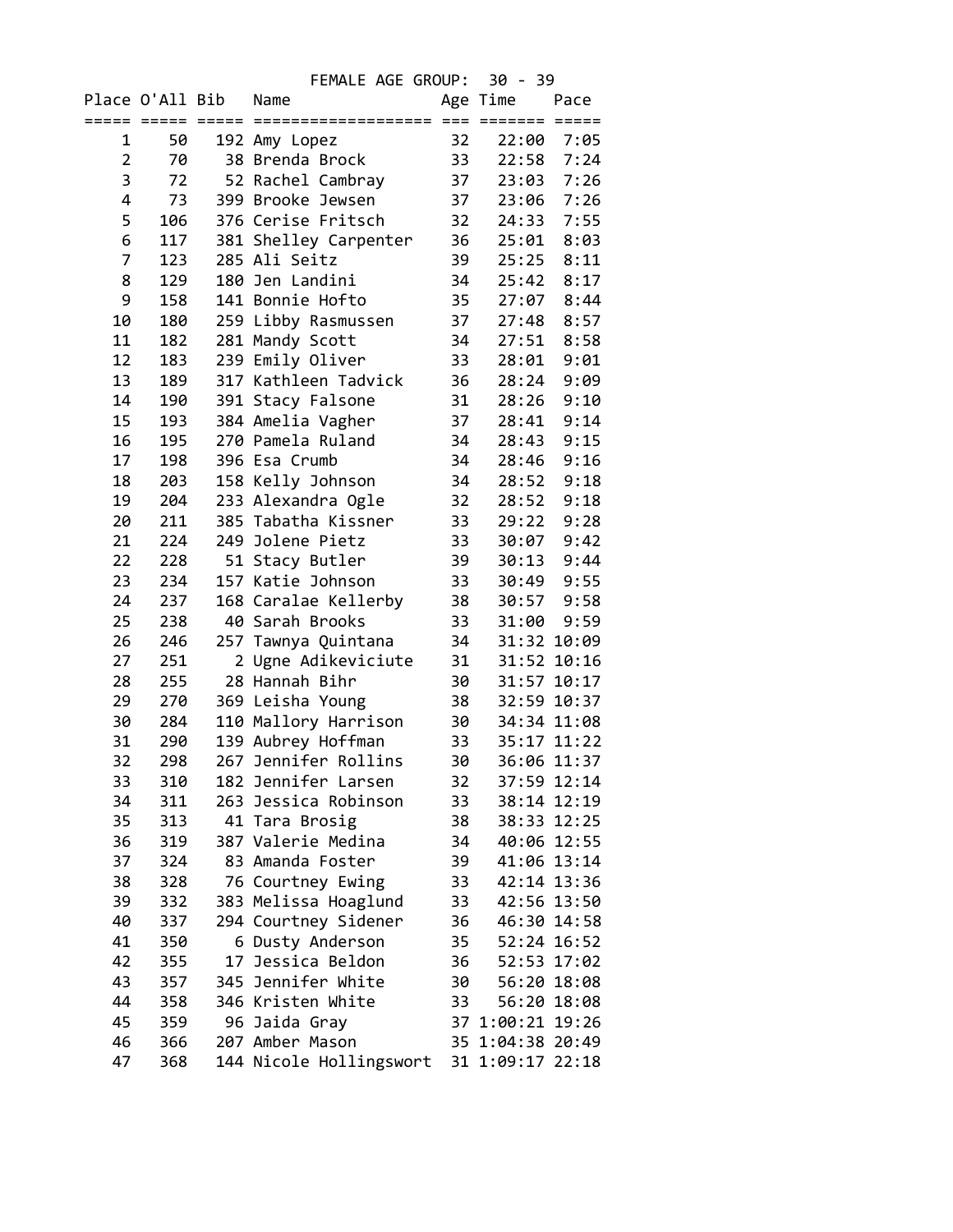## FEMALE AGE GROUP: 30 - 39

| Place | O'All | Bib | Name | Age | Time | Pace |
|---|---|---|---|---|---|---|
| 1 | 50 | 192 | Amy Lopez | 32 | 22:00 | 7:05 |
| 2 | 70 | 38 | Brenda Brock | 33 | 22:58 | 7:24 |
| 3 | 72 | 52 | Rachel Cambray | 37 | 23:03 | 7:26 |
| 4 | 73 | 399 | Brooke Jewsen | 37 | 23:06 | 7:26 |
| 5 | 106 | 376 | Cerise Fritsch | 32 | 24:33 | 7:55 |
| 6 | 117 | 381 | Shelley Carpenter | 36 | 25:01 | 8:03 |
| 7 | 123 | 285 | Ali Seitz | 39 | 25:25 | 8:11 |
| 8 | 129 | 180 | Jen Landini | 34 | 25:42 | 8:17 |
| 9 | 158 | 141 | Bonnie Hofto | 35 | 27:07 | 8:44 |
| 10 | 180 | 259 | Libby Rasmussen | 37 | 27:48 | 8:57 |
| 11 | 182 | 281 | Mandy Scott | 34 | 27:51 | 8:58 |
| 12 | 183 | 239 | Emily Oliver | 33 | 28:01 | 9:01 |
| 13 | 189 | 317 | Kathleen Tadvick | 36 | 28:24 | 9:09 |
| 14 | 190 | 391 | Stacy Falsone | 31 | 28:26 | 9:10 |
| 15 | 193 | 384 | Amelia Vagher | 37 | 28:41 | 9:14 |
| 16 | 195 | 270 | Pamela Ruland | 34 | 28:43 | 9:15 |
| 17 | 198 | 396 | Esa Crumb | 34 | 28:46 | 9:16 |
| 18 | 203 | 158 | Kelly Johnson | 34 | 28:52 | 9:18 |
| 19 | 204 | 233 | Alexandra Ogle | 32 | 28:52 | 9:18 |
| 20 | 211 | 385 | Tabatha Kissner | 33 | 29:22 | 9:28 |
| 21 | 224 | 249 | Jolene Pietz | 33 | 30:07 | 9:42 |
| 22 | 228 | 51 | Stacy Butler | 39 | 30:13 | 9:44 |
| 23 | 234 | 157 | Katie Johnson | 33 | 30:49 | 9:55 |
| 24 | 237 | 168 | Caralae Kellerby | 38 | 30:57 | 9:58 |
| 25 | 238 | 40 | Sarah Brooks | 33 | 31:00 | 9:59 |
| 26 | 246 | 257 | Tawnya Quintana | 34 | 31:32 | 10:09 |
| 27 | 251 | 2 | Ugne Adikeviciute | 31 | 31:52 | 10:16 |
| 28 | 255 | 28 | Hannah Bihr | 30 | 31:57 | 10:17 |
| 29 | 270 | 369 | Leisha Young | 38 | 32:59 | 10:37 |
| 30 | 284 | 110 | Mallory Harrison | 30 | 34:34 | 11:08 |
| 31 | 290 | 139 | Aubrey Hoffman | 33 | 35:17 | 11:22 |
| 32 | 298 | 267 | Jennifer Rollins | 30 | 36:06 | 11:37 |
| 33 | 310 | 182 | Jennifer Larsen | 32 | 37:59 | 12:14 |
| 34 | 311 | 263 | Jessica Robinson | 33 | 38:14 | 12:19 |
| 35 | 313 | 41 | Tara Brosig | 38 | 38:33 | 12:25 |
| 36 | 319 | 387 | Valerie Medina | 34 | 40:06 | 12:55 |
| 37 | 324 | 83 | Amanda Foster | 39 | 41:06 | 13:14 |
| 38 | 328 | 76 | Courtney Ewing | 33 | 42:14 | 13:36 |
| 39 | 332 | 383 | Melissa Hoaglund | 33 | 42:56 | 13:50 |
| 40 | 337 | 294 | Courtney Sidener | 36 | 46:30 | 14:58 |
| 41 | 350 | 6 | Dusty Anderson | 35 | 52:24 | 16:52 |
| 42 | 355 | 17 | Jessica Beldon | 36 | 52:53 | 17:02 |
| 43 | 357 | 345 | Jennifer White | 30 | 56:20 | 18:08 |
| 44 | 358 | 346 | Kristen White | 33 | 56:20 | 18:08 |
| 45 | 359 | 96 | Jaida Gray | 37 | 1:00:21 | 19:26 |
| 46 | 366 | 207 | Amber Mason | 35 | 1:04:38 | 20:49 |
| 47 | 368 | 144 | Nicole Hollingswort | 31 | 1:09:17 | 22:18 |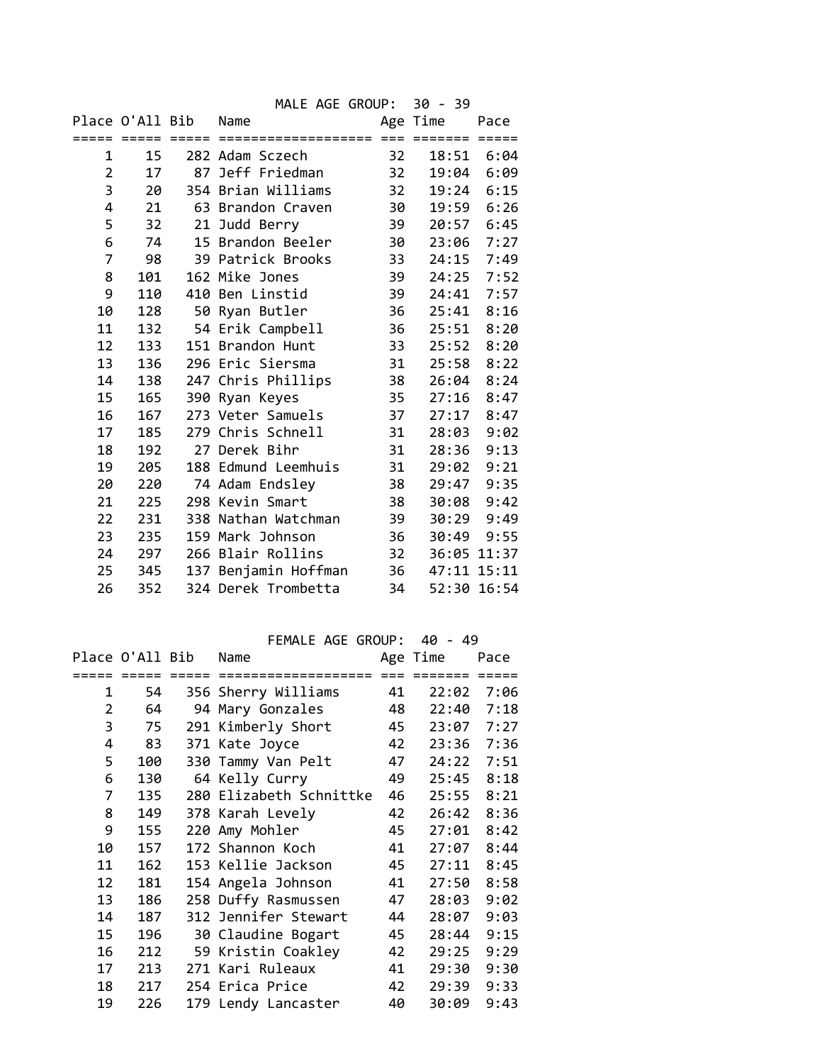## MALE AGE GROUP: 30 - 39

| Place | O'All | Bib | Name | Age | Time | Pace |
|---|---|---|---|---|---|---|
| 1 | 15 | 282 | Adam Sczech | 32 | 18:51 | 6:04 |
| 2 | 17 | 87 | Jeff Friedman | 32 | 19:04 | 6:09 |
| 3 | 20 | 354 | Brian Williams | 32 | 19:24 | 6:15 |
| 4 | 21 | 63 | Brandon Craven | 30 | 19:59 | 6:26 |
| 5 | 32 | 21 | Judd Berry | 39 | 20:57 | 6:45 |
| 6 | 74 | 15 | Brandon Beeler | 30 | 23:06 | 7:27 |
| 7 | 98 | 39 | Patrick Brooks | 33 | 24:15 | 7:49 |
| 8 | 101 | 162 | Mike Jones | 39 | 24:25 | 7:52 |
| 9 | 110 | 410 | Ben Linstid | 39 | 24:41 | 7:57 |
| 10 | 128 | 50 | Ryan Butler | 36 | 25:41 | 8:16 |
| 11 | 132 | 54 | Erik Campbell | 36 | 25:51 | 8:20 |
| 12 | 133 | 151 | Brandon Hunt | 33 | 25:52 | 8:20 |
| 13 | 136 | 296 | Eric Siersma | 31 | 25:58 | 8:22 |
| 14 | 138 | 247 | Chris Phillips | 38 | 26:04 | 8:24 |
| 15 | 165 | 390 | Ryan Keyes | 35 | 27:16 | 8:47 |
| 16 | 167 | 273 | Veter Samuels | 37 | 27:17 | 8:47 |
| 17 | 185 | 279 | Chris Schnell | 31 | 28:03 | 9:02 |
| 18 | 192 | 27 | Derek Bihr | 31 | 28:36 | 9:13 |
| 19 | 205 | 188 | Edmund Leemhuis | 31 | 29:02 | 9:21 |
| 20 | 220 | 74 | Adam Endsley | 38 | 29:47 | 9:35 |
| 21 | 225 | 298 | Kevin Smart | 38 | 30:08 | 9:42 |
| 22 | 231 | 338 | Nathan Watchman | 39 | 30:29 | 9:49 |
| 23 | 235 | 159 | Mark Johnson | 36 | 30:49 | 9:55 |
| 24 | 297 | 266 | Blair Rollins | 32 | 36:05 | 11:37 |
| 25 | 345 | 137 | Benjamin Hoffman | 36 | 47:11 | 15:11 |
| 26 | 352 | 324 | Derek Trombetta | 34 | 52:30 | 16:54 |

## FEMALE AGE GROUP: 40 - 49

| Place | O'All | Bib | Name | Age | Time | Pace |
|---|---|---|---|---|---|---|
| 1 | 54 | 356 | Sherry Williams | 41 | 22:02 | 7:06 |
| 2 | 64 | 94 | Mary Gonzales | 48 | 22:40 | 7:18 |
| 3 | 75 | 291 | Kimberly Short | 45 | 23:07 | 7:27 |
| 4 | 83 | 371 | Kate Joyce | 42 | 23:36 | 7:36 |
| 5 | 100 | 330 | Tammy Van Pelt | 47 | 24:22 | 7:51 |
| 6 | 130 | 64 | Kelly Curry | 49 | 25:45 | 8:18 |
| 7 | 135 | 280 | Elizabeth Schnittke | 46 | 25:55 | 8:21 |
| 8 | 149 | 378 | Karah Levely | 42 | 26:42 | 8:36 |
| 9 | 155 | 220 | Amy Mohler | 45 | 27:01 | 8:42 |
| 10 | 157 | 172 | Shannon Koch | 41 | 27:07 | 8:44 |
| 11 | 162 | 153 | Kellie Jackson | 45 | 27:11 | 8:45 |
| 12 | 181 | 154 | Angela Johnson | 41 | 27:50 | 8:58 |
| 13 | 186 | 258 | Duffy Rasmussen | 47 | 28:03 | 9:02 |
| 14 | 187 | 312 | Jennifer Stewart | 44 | 28:07 | 9:03 |
| 15 | 196 | 30 | Claudine Bogart | 45 | 28:44 | 9:15 |
| 16 | 212 | 59 | Kristin Coakley | 42 | 29:25 | 9:29 |
| 17 | 213 | 271 | Kari Ruleaux | 41 | 29:30 | 9:30 |
| 18 | 217 | 254 | Erica Price | 42 | 29:39 | 9:33 |
| 19 | 226 | 179 | Lendy Lancaster | 40 | 30:09 | 9:43 |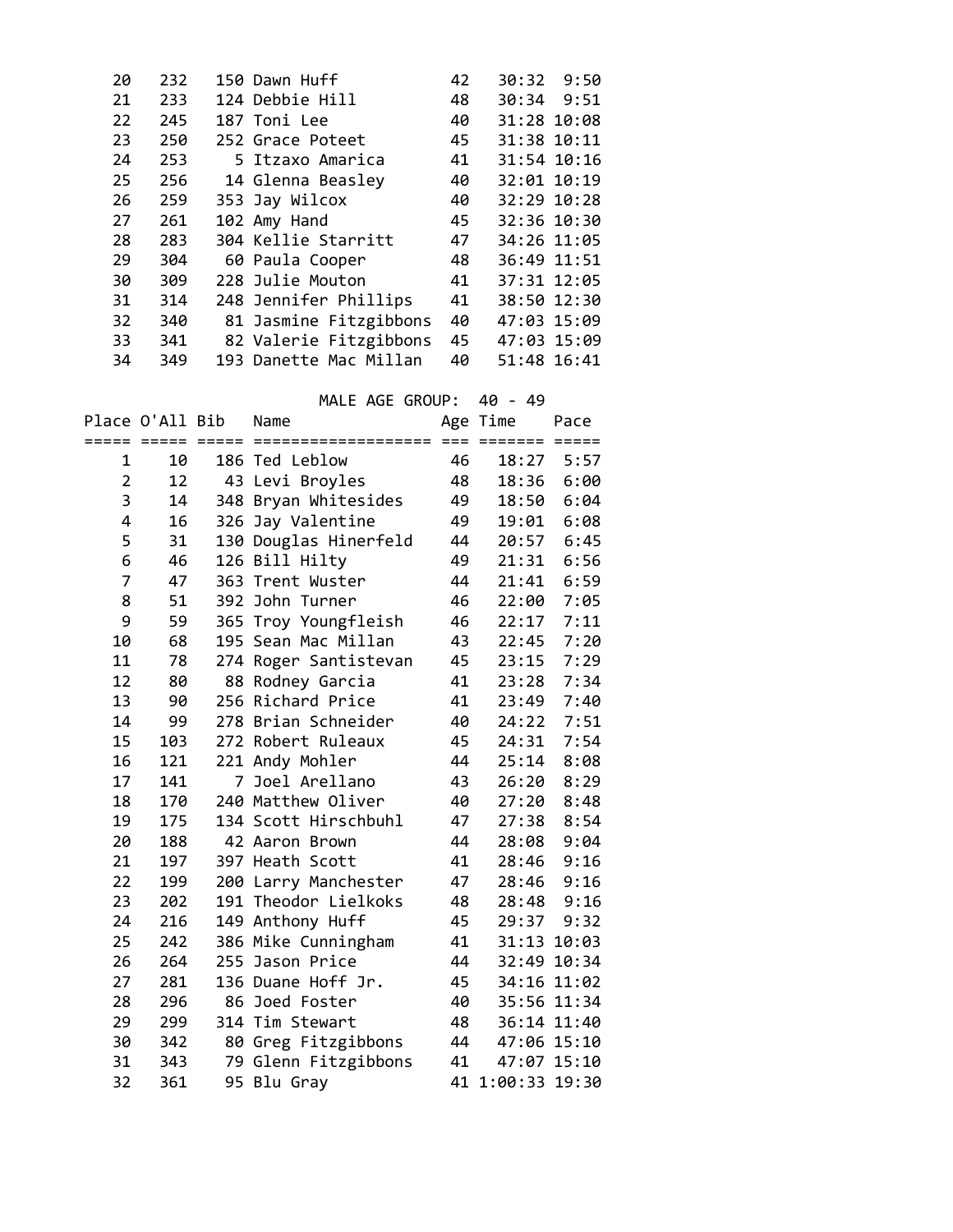| Place | O'All | Bib | Name | Age | Time | Pace |
|---|---|---|---|---|---|---|
| 20 | 232 | 150 | Dawn Huff | 42 | 30:32 | 9:50 |
| 21 | 233 | 124 | Debbie Hill | 48 | 30:34 | 9:51 |
| 22 | 245 | 187 | Toni Lee | 40 | 31:28 | 10:08 |
| 23 | 250 | 252 | Grace Poteet | 45 | 31:38 | 10:11 |
| 24 | 253 | 5 | Itzaxo Amarica | 41 | 31:54 | 10:16 |
| 25 | 256 | 14 | Glenna Beasley | 40 | 32:01 | 10:19 |
| 26 | 259 | 353 | Jay Wilcox | 40 | 32:29 | 10:28 |
| 27 | 261 | 102 | Amy Hand | 45 | 32:36 | 10:30 |
| 28 | 283 | 304 | Kellie Starritt | 47 | 34:26 | 11:05 |
| 29 | 304 | 60 | Paula Cooper | 48 | 36:49 | 11:51 |
| 30 | 309 | 228 | Julie Mouton | 41 | 37:31 | 12:05 |
| 31 | 314 | 248 | Jennifer Phillips | 41 | 38:50 | 12:30 |
| 32 | 340 | 81 | Jasmine Fitzgibbons | 40 | 47:03 | 15:09 |
| 33 | 341 | 82 | Valerie Fitzgibbons | 45 | 47:03 | 15:09 |
| 34 | 349 | 193 | Danette Mac Millan | 40 | 51:48 | 16:41 |

## MALE AGE GROUP: 40 - 49

| Place | O'All | Bib | Name | Age | Time | Pace |
|---|---|---|---|---|---|---|
| 1 | 10 | 186 | Ted Leblow | 46 | 18:27 | 5:57 |
| 2 | 12 | 43 | Levi Broyles | 48 | 18:36 | 6:00 |
| 3 | 14 | 348 | Bryan Whitesides | 49 | 18:50 | 6:04 |
| 4 | 16 | 326 | Jay Valentine | 49 | 19:01 | 6:08 |
| 5 | 31 | 130 | Douglas Hinerfeld | 44 | 20:57 | 6:45 |
| 6 | 46 | 126 | Bill Hilty | 49 | 21:31 | 6:56 |
| 7 | 47 | 363 | Trent Wuster | 44 | 21:41 | 6:59 |
| 8 | 51 | 392 | John Turner | 46 | 22:00 | 7:05 |
| 9 | 59 | 365 | Troy Youngfleish | 46 | 22:17 | 7:11 |
| 10 | 68 | 195 | Sean Mac Millan | 43 | 22:45 | 7:20 |
| 11 | 78 | 274 | Roger Santistevan | 45 | 23:15 | 7:29 |
| 12 | 80 | 88 | Rodney Garcia | 41 | 23:28 | 7:34 |
| 13 | 90 | 256 | Richard Price | 41 | 23:49 | 7:40 |
| 14 | 99 | 278 | Brian Schneider | 40 | 24:22 | 7:51 |
| 15 | 103 | 272 | Robert Ruleaux | 45 | 24:31 | 7:54 |
| 16 | 121 | 221 | Andy Mohler | 44 | 25:14 | 8:08 |
| 17 | 141 | 7 | Joel Arellano | 43 | 26:20 | 8:29 |
| 18 | 170 | 240 | Matthew Oliver | 40 | 27:20 | 8:48 |
| 19 | 175 | 134 | Scott Hirschbuhl | 47 | 27:38 | 8:54 |
| 20 | 188 | 42 | Aaron Brown | 44 | 28:08 | 9:04 |
| 21 | 197 | 397 | Heath Scott | 41 | 28:46 | 9:16 |
| 22 | 199 | 200 | Larry Manchester | 47 | 28:46 | 9:16 |
| 23 | 202 | 191 | Theodor Lielkoks | 48 | 28:48 | 9:16 |
| 24 | 216 | 149 | Anthony Huff | 45 | 29:37 | 9:32 |
| 25 | 242 | 386 | Mike Cunningham | 41 | 31:13 | 10:03 |
| 26 | 264 | 255 | Jason Price | 44 | 32:49 | 10:34 |
| 27 | 281 | 136 | Duane Hoff Jr. | 45 | 34:16 | 11:02 |
| 28 | 296 | 86 | Joed Foster | 40 | 35:56 | 11:34 |
| 29 | 299 | 314 | Tim Stewart | 48 | 36:14 | 11:40 |
| 30 | 342 | 80 | Greg Fitzgibbons | 44 | 47:06 | 15:10 |
| 31 | 343 | 79 | Glenn Fitzgibbons | 41 | 47:07 | 15:10 |
| 32 | 361 | 95 | Blu Gray | 41 | 1:00:33 | 19:30 |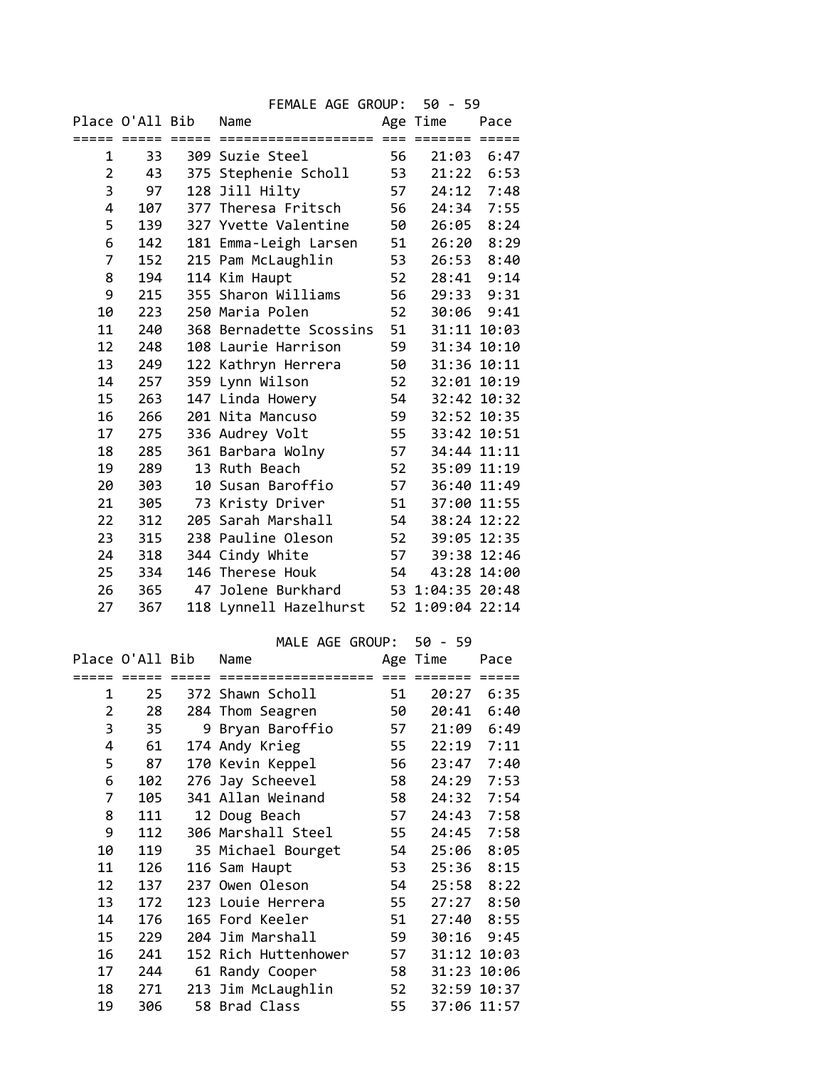## FEMALE AGE GROUP: 50 - 59

| Place | O'All | Bib | Name | Age | Time | Pace |
|---|---|---|---|---|---|---|
| 1 | 33 | 309 | Suzie Steel | 56 | 21:03 | 6:47 |
| 2 | 43 | 375 | Stephenie Scholl | 53 | 21:22 | 6:53 |
| 3 | 97 | 128 | Jill Hilty | 57 | 24:12 | 7:48 |
| 4 | 107 | 377 | Theresa Fritsch | 56 | 24:34 | 7:55 |
| 5 | 139 | 327 | Yvette Valentine | 50 | 26:05 | 8:24 |
| 6 | 142 | 181 | Emma-Leigh Larsen | 51 | 26:20 | 8:29 |
| 7 | 152 | 215 | Pam McLaughlin | 53 | 26:53 | 8:40 |
| 8 | 194 | 114 | Kim Haupt | 52 | 28:41 | 9:14 |
| 9 | 215 | 355 | Sharon Williams | 56 | 29:33 | 9:31 |
| 10 | 223 | 250 | Maria Polen | 52 | 30:06 | 9:41 |
| 11 | 240 | 368 | Bernadette Scossins | 51 | 31:11 | 10:03 |
| 12 | 248 | 108 | Laurie Harrison | 59 | 31:34 | 10:10 |
| 13 | 249 | 122 | Kathryn Herrera | 50 | 31:36 | 10:11 |
| 14 | 257 | 359 | Lynn Wilson | 52 | 32:01 | 10:19 |
| 15 | 263 | 147 | Linda Howery | 54 | 32:42 | 10:32 |
| 16 | 266 | 201 | Nita Mancuso | 59 | 32:52 | 10:35 |
| 17 | 275 | 336 | Audrey Volt | 55 | 33:42 | 10:51 |
| 18 | 285 | 361 | Barbara Wolny | 57 | 34:44 | 11:11 |
| 19 | 289 | 13 | Ruth Beach | 52 | 35:09 | 11:19 |
| 20 | 303 | 10 | Susan Baroffio | 57 | 36:40 | 11:49 |
| 21 | 305 | 73 | Kristy Driver | 51 | 37:00 | 11:55 |
| 22 | 312 | 205 | Sarah Marshall | 54 | 38:24 | 12:22 |
| 23 | 315 | 238 | Pauline Oleson | 52 | 39:05 | 12:35 |
| 24 | 318 | 344 | Cindy White | 57 | 39:38 | 12:46 |
| 25 | 334 | 146 | Therese Houk | 54 | 43:28 | 14:00 |
| 26 | 365 | 47 | Jolene Burkhard | 53 | 1:04:35 | 20:48 |
| 27 | 367 | 118 | Lynnell Hazelhurst | 52 | 1:09:04 | 22:14 |

## MALE AGE GROUP: 50 - 59

| Place | O'All | Bib | Name | Age | Time | Pace |
|---|---|---|---|---|---|---|
| 1 | 25 | 372 | Shawn Scholl | 51 | 20:27 | 6:35 |
| 2 | 28 | 284 | Thom Seagren | 50 | 20:41 | 6:40 |
| 3 | 35 | 9 | Bryan Baroffio | 57 | 21:09 | 6:49 |
| 4 | 61 | 174 | Andy Krieg | 55 | 22:19 | 7:11 |
| 5 | 87 | 170 | Kevin Keppel | 56 | 23:47 | 7:40 |
| 6 | 102 | 276 | Jay Scheevel | 58 | 24:29 | 7:53 |
| 7 | 105 | 341 | Allan Weinand | 58 | 24:32 | 7:54 |
| 8 | 111 | 12 | Doug Beach | 57 | 24:43 | 7:58 |
| 9 | 112 | 306 | Marshall Steel | 55 | 24:45 | 7:58 |
| 10 | 119 | 35 | Michael Bourget | 54 | 25:06 | 8:05 |
| 11 | 126 | 116 | Sam Haupt | 53 | 25:36 | 8:15 |
| 12 | 137 | 237 | Owen Oleson | 54 | 25:58 | 8:22 |
| 13 | 172 | 123 | Louie Herrera | 55 | 27:27 | 8:50 |
| 14 | 176 | 165 | Ford Keeler | 51 | 27:40 | 8:55 |
| 15 | 229 | 204 | Jim Marshall | 59 | 30:16 | 9:45 |
| 16 | 241 | 152 | Rich Huttenhower | 57 | 31:12 | 10:03 |
| 17 | 244 | 61 | Randy Cooper | 58 | 31:23 | 10:06 |
| 18 | 271 | 213 | Jim McLaughlin | 52 | 32:59 | 10:37 |
| 19 | 306 | 58 | Brad Class | 55 | 37:06 | 11:57 |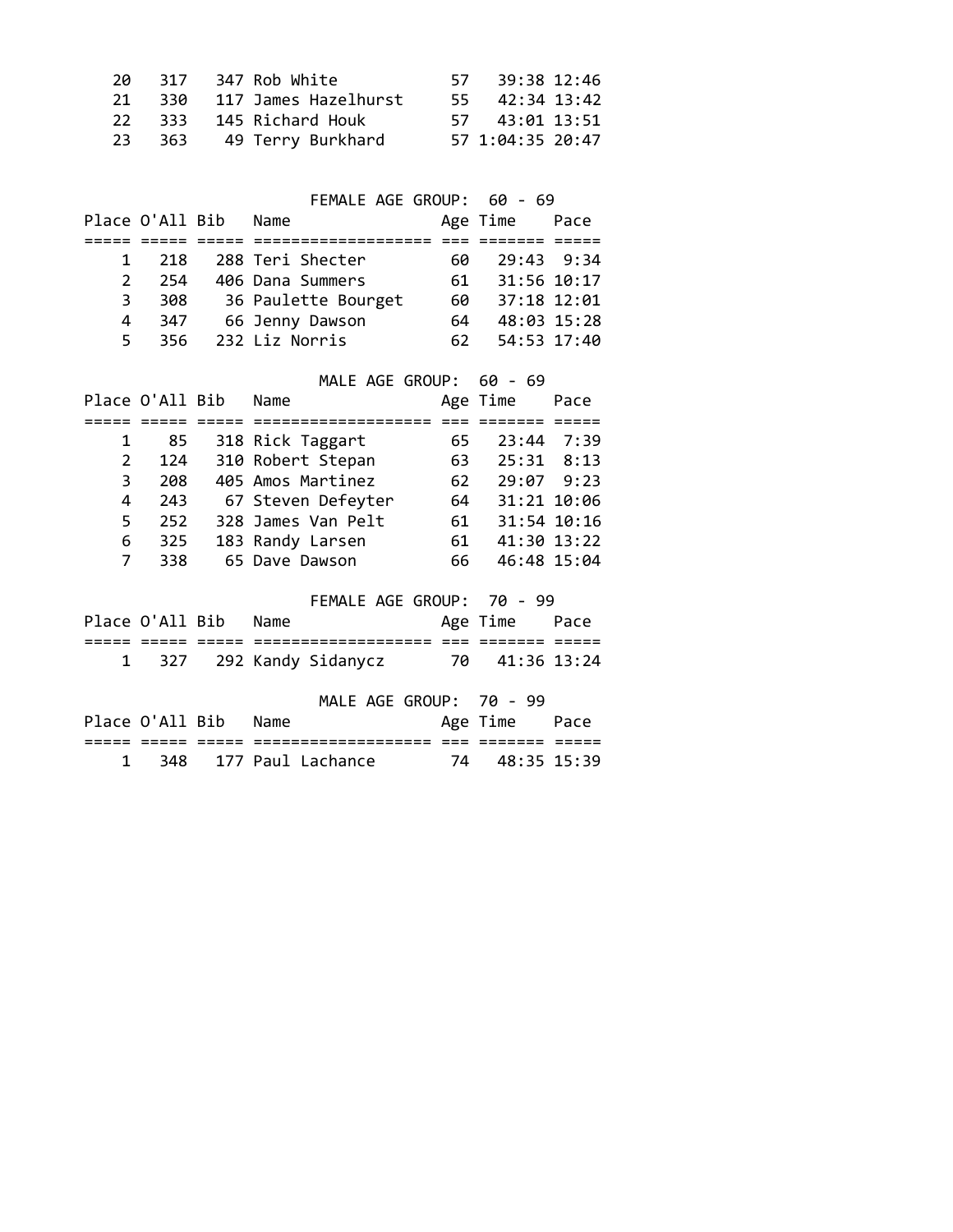| | | | | | | |
|---|---|---|---|---|---|---|
| 20 | 317 | 347 | Rob White | 57 | 39:38 | 12:46 |
| 21 | 330 | 117 | James Hazelhurst | 55 | 42:34 | 13:42 |
| 22 | 333 | 145 | Richard Houk | 57 | 43:01 | 13:51 |
| 23 | 363 | 49 | Terry Burkhard | 57 | 1:04:35 | 20:47 |

FEMALE AGE GROUP: 60 - 69

| Place | O'All | Bib | Name | Age | Time | Pace |
|---|---|---|---|---|---|---|
| 1 | 218 | 288 | Teri Shecter | 60 | 29:43 | 9:34 |
| 2 | 254 | 406 | Dana Summers | 61 | 31:56 | 10:17 |
| 3 | 308 | 36 | Paulette Bourget | 60 | 37:18 | 12:01 |
| 4 | 347 | 66 | Jenny Dawson | 64 | 48:03 | 15:28 |
| 5 | 356 | 232 | Liz Norris | 62 | 54:53 | 17:40 |

MALE AGE GROUP: 60 - 69

| Place | O'All | Bib | Name | Age | Time | Pace |
|---|---|---|---|---|---|---|
| 1 | 85 | 318 | Rick Taggart | 65 | 23:44 | 7:39 |
| 2 | 124 | 310 | Robert Stepan | 63 | 25:31 | 8:13 |
| 3 | 208 | 405 | Amos Martinez | 62 | 29:07 | 9:23 |
| 4 | 243 | 67 | Steven Defeyter | 64 | 31:21 | 10:06 |
| 5 | 252 | 328 | James Van Pelt | 61 | 31:54 | 10:16 |
| 6 | 325 | 183 | Randy Larsen | 61 | 41:30 | 13:22 |
| 7 | 338 | 65 | Dave Dawson | 66 | 46:48 | 15:04 |

FEMALE AGE GROUP: 70 - 99

| Place | O'All | Bib | Name | Age | Time | Pace |
|---|---|---|---|---|---|---|
| 1 | 327 | 292 | Kandy Sidanycz | 70 | 41:36 | 13:24 |

MALE AGE GROUP: 70 - 99

| Place | O'All | Bib | Name | Age | Time | Pace |
|---|---|---|---|---|---|---|
| 1 | 348 | 177 | Paul Lachance | 74 | 48:35 | 15:39 |